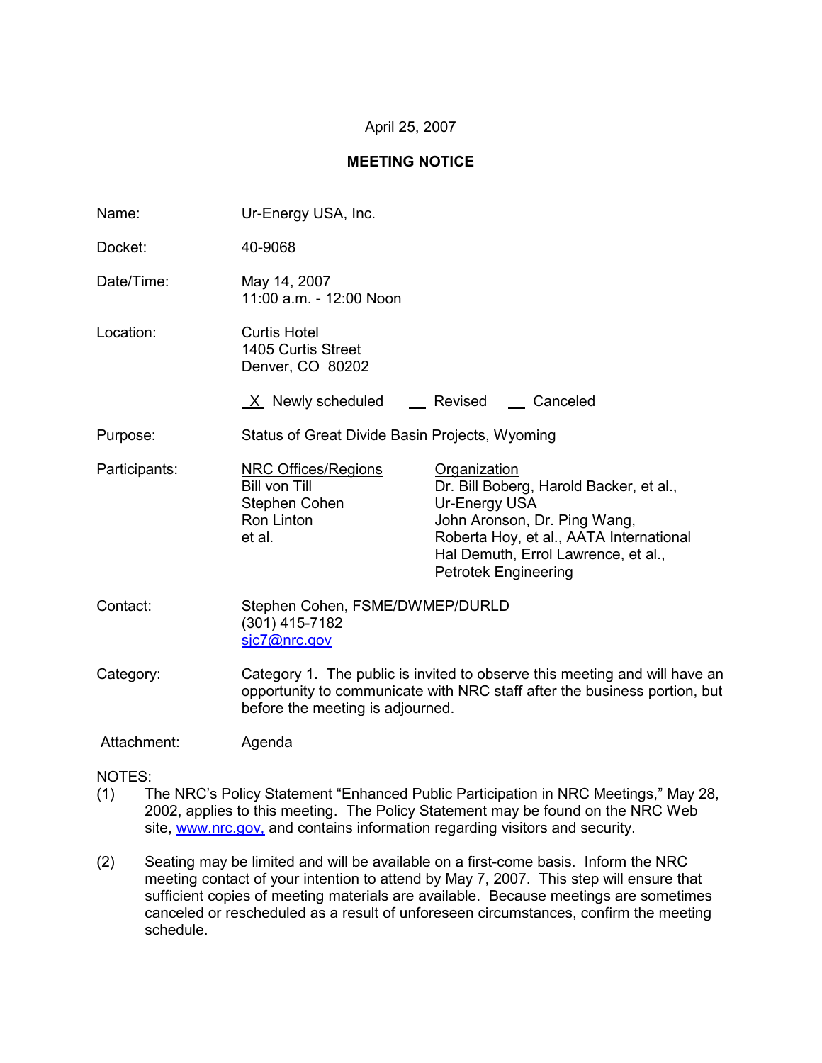April 25, 2007

**MEETING NOTICE**

| | |
|---|---|
| Name: | Ur-Energy USA, Inc. |
| Docket: | 40-9068 |
| Date/Time: | May 14, 2007<br>11:00 a.m. - 12:00 Noon |
| Location: | Curtis Hotel<br>1405 Curtis Street<br>Denver, CO 80202 |
| | _X_ Newly scheduled __ Revised __ Canceled |
| Purpose: | Status of Great Divide Basin Projects, Wyoming |

Participants:

| NRC Offices/Regions | Organization |
|---|---|
| Bill von Till<br>Stephen Cohen<br>Ron Linton<br>et al. | Dr. Bill Boberg, Harold Backer, et al., Ur-Energy USA<br>John Aronson, Dr. Ping Wang, Roberta Hoy, et al., AATA International<br>Hal Demuth, Errol Lawrence, et al., Petrotek Engineering |

Contact: Stephen Cohen, FSME/DWMEP/DURLD
(301) 415-7182
sjc7@nrc.gov

Category: Category 1. The public is invited to observe this meeting and will have an opportunity to communicate with NRC staff after the business portion, but before the meeting is adjourned.

Attachment: Agenda

NOTES:

(1) The NRC's Policy Statement "Enhanced Public Participation in NRC Meetings," May 28, 2002, applies to this meeting. The Policy Statement may be found on the NRC Web site, www.nrc.gov, and contains information regarding visitors and security.

(2) Seating may be limited and will be available on a first-come basis. Inform the NRC meeting contact of your intention to attend by May 7, 2007. This step will ensure that sufficient copies of meeting materials are available. Because meetings are sometimes canceled or rescheduled as a result of unforeseen circumstances, confirm the meeting schedule.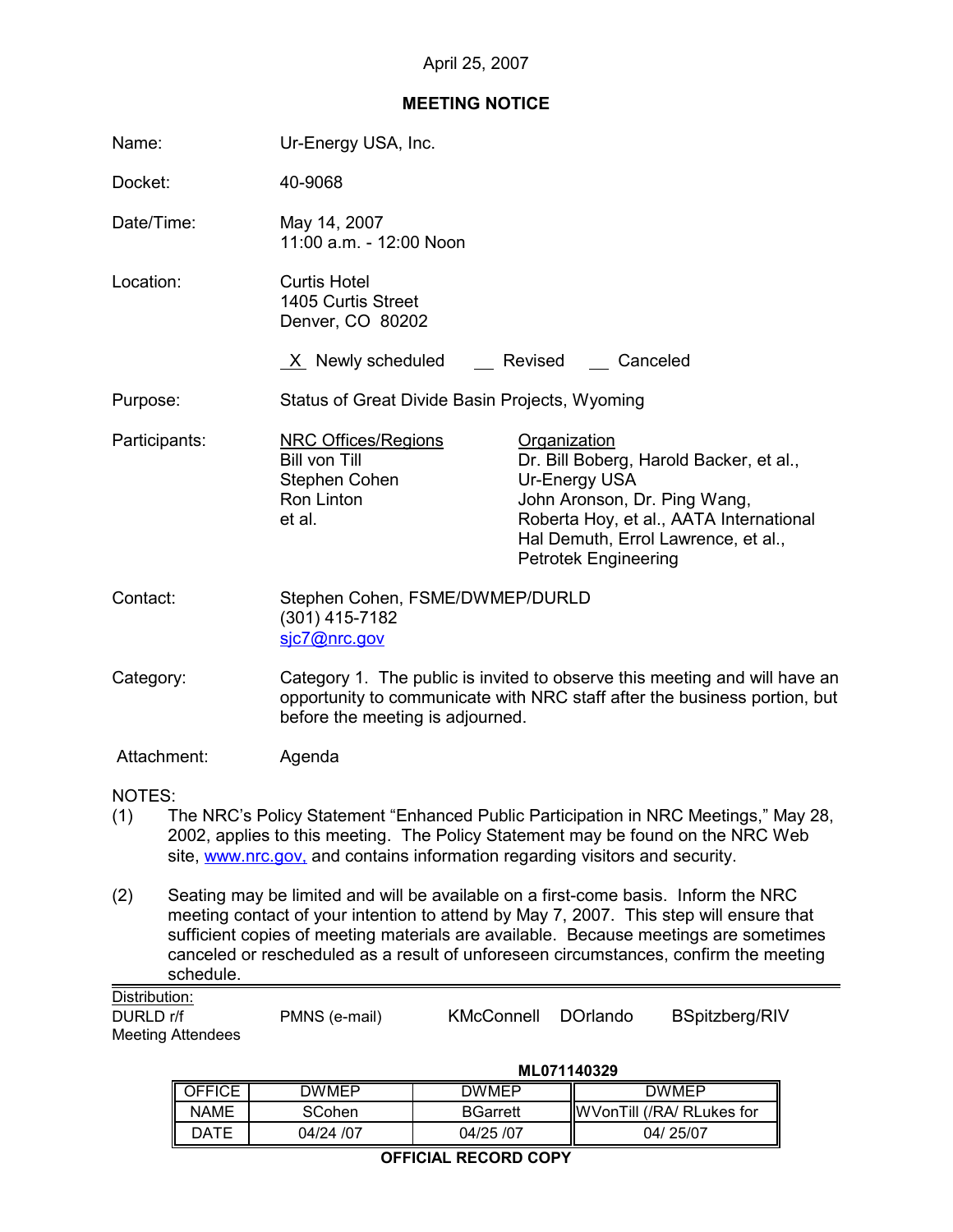April 25, 2007

## MEETING NOTICE

| | |
|---|---|
| Name: | Ur-Energy USA, Inc. |
| Docket: | 40-9068 |
| Date/Time: | May 14, 2007<br>11:00 a.m. - 12:00 Noon |
| Location: | Curtis Hotel<br>1405 Curtis Street<br>Denver, CO 80202 |

_X_ Newly scheduled ___ Revised ___ Canceled

Purpose: Status of Great Divide Basin Projects, Wyoming

Participants:

| NRC Offices/Regions | Organization |
|---|---|
| Bill von Till<br>Stephen Cohen<br>Ron Linton<br>et al. | Dr. Bill Boberg, Harold Backer, et al., Ur-Energy USA<br>John Aronson, Dr. Ping Wang, Roberta Hoy, et al., AATA International<br>Hal Demuth, Errol Lawrence, et al., Petrotek Engineering |

Contact: Stephen Cohen, FSME/DWMEP/DURLD
(301) 415-7182
sjc7@nrc.gov

Category: Category 1. The public is invited to observe this meeting and will have an opportunity to communicate with NRC staff after the business portion, but before the meeting is adjourned.

Attachment: Agenda

NOTES:

(1) The NRC's Policy Statement "Enhanced Public Participation in NRC Meetings," May 28, 2002, applies to this meeting. The Policy Statement may be found on the NRC Web site, www.nrc.gov, and contains information regarding visitors and security.

(2) Seating may be limited and will be available on a first-come basis. Inform the NRC meeting contact of your intention to attend by May 7, 2007. This step will ensure that sufficient copies of meeting materials are available. Because meetings are sometimes canceled or rescheduled as a result of unforeseen circumstances, confirm the meeting schedule.

Distribution:
DURLD r/f PMNS (e-mail) KMcConnell DOrlando BSpitzberg/RIV
Meeting Attendees

**ML071140329**

| OFFICE | DWMEP | DWMEP | DWMEP |
|---|---|---|---|
| NAME | SCohen | BGarrett | WVonTill (/RA/ RLukes for |
| DATE | 04/24 /07 | 04/25 /07 | 04/ 25/07 |

**OFFICIAL RECORD COPY**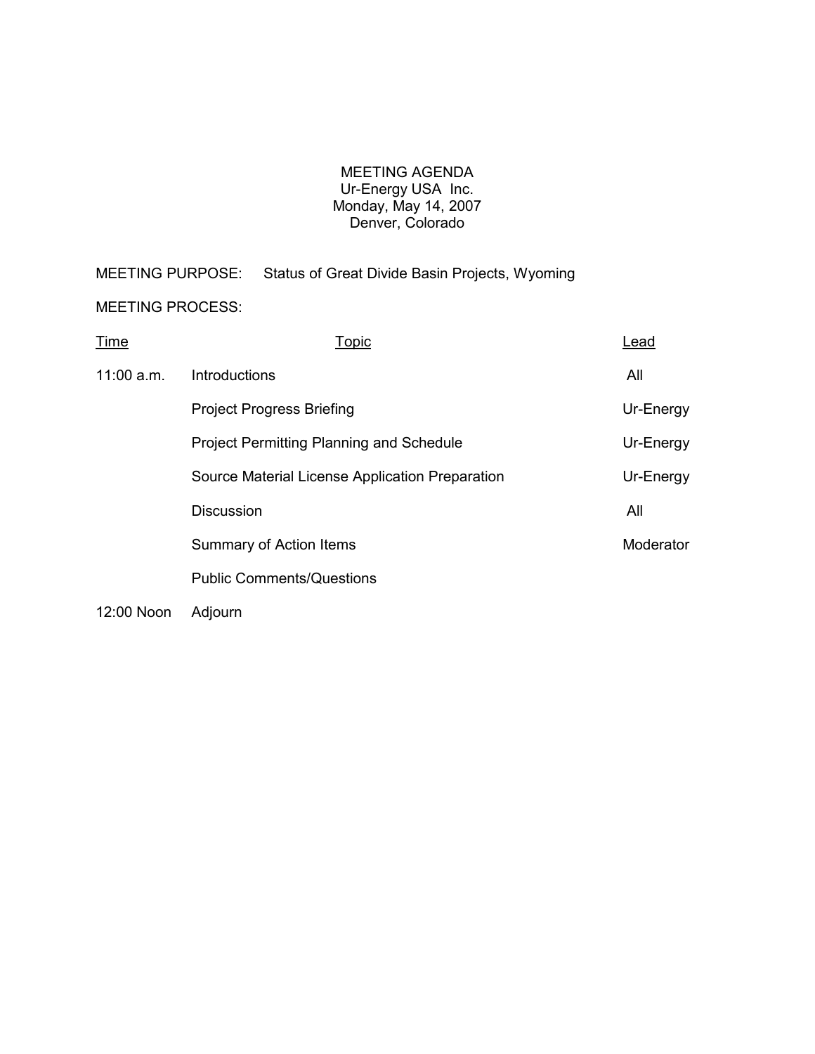MEETING AGENDA
Ur-Energy USA Inc.
Monday, May 14, 2007
Denver, Colorado

MEETING PURPOSE: Status of Great Divide Basin Projects, Wyoming

MEETING PROCESS:

| Time | Topic | Lead |
|---|---|---|
| 11:00 a.m. | Introductions | All |
| | Project Progress Briefing | Ur-Energy |
| | Project Permitting Planning and Schedule | Ur-Energy |
| | Source Material License Application Preparation | Ur-Energy |
| | Discussion | All |
| | Summary of Action Items | Moderator |
| | Public Comments/Questions | |
| 12:00 Noon | Adjourn | |